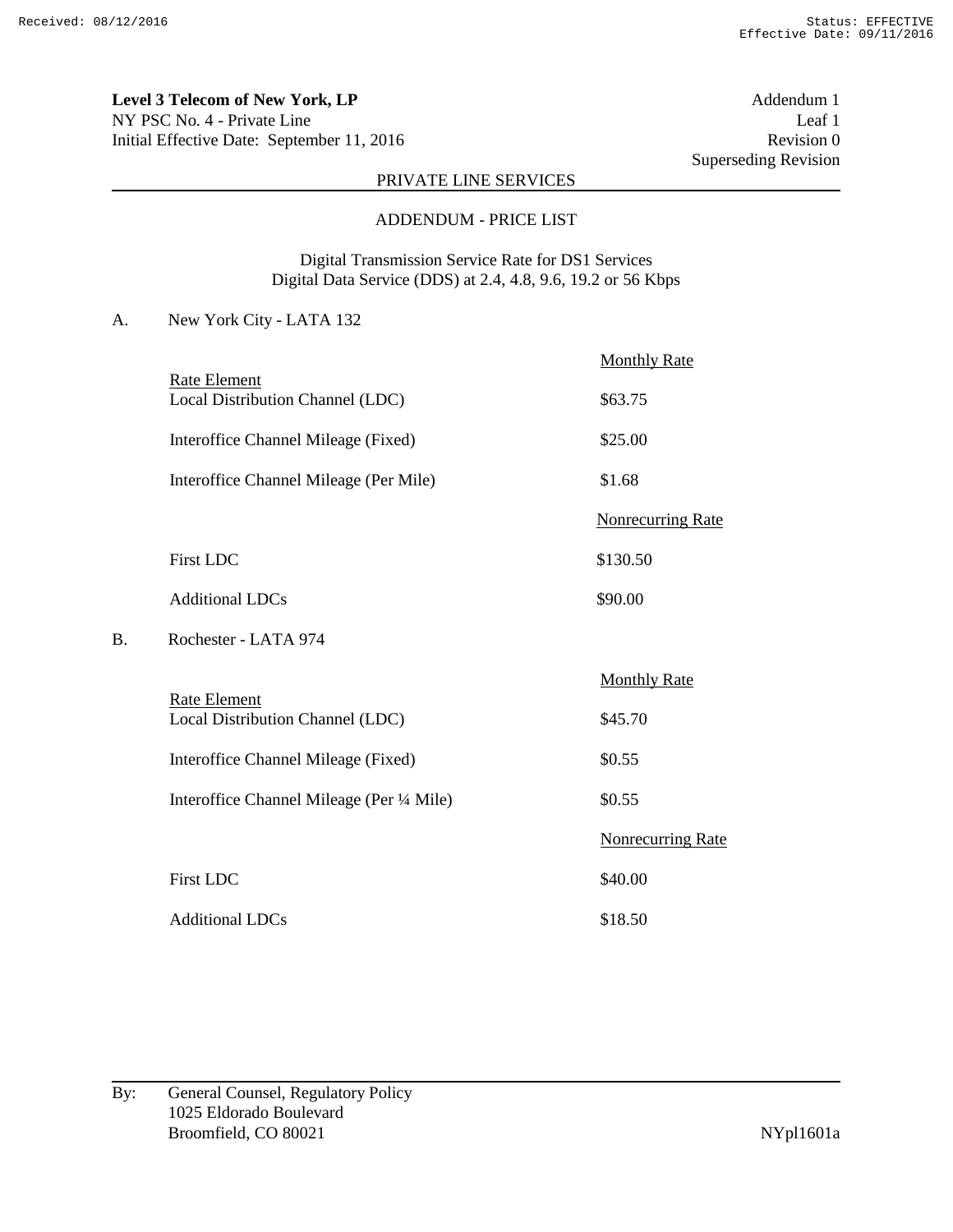**Level 3 Telecom of New York, LP**
NY PSC No. 4 - Private Line
Initial Effective Date: September 11, 2016

Addendum 1
Leaf 1
Revision 0
Superseding Revision

PRIVATE LINE SERVICES

ADDENDUM - PRICE LIST

Digital Transmission Service Rate for DS1 Services
Digital Data Service (DDS) at 2.4, 4.8, 9.6, 19.2 or 56 Kbps

A. New York City - LATA 132

| Rate Element | Monthly Rate |
|---|---|
| Local Distribution Channel (LDC) | $63.75 |
| Interoffice Channel Mileage (Fixed) | $25.00 |
| Interoffice Channel Mileage (Per Mile) | $1.68 |
| | **Nonrecurring Rate** |
| First LDC | $130.50 |
| Additional LDCs | $90.00 |

B. Rochester - LATA 974

| Rate Element | Monthly Rate |
|---|---|
| Local Distribution Channel (LDC) | $45.70 |
| Interoffice Channel Mileage (Fixed) | $0.55 |
| Interoffice Channel Mileage (Per ¼ Mile) | $0.55 |
| | **Nonrecurring Rate** |
| First LDC | $40.00 |
| Additional LDCs | $18.50 |

By: General Counsel, Regulatory Policy
1025 Eldorado Boulevard
Broomfield, CO 80021

NYpl1601a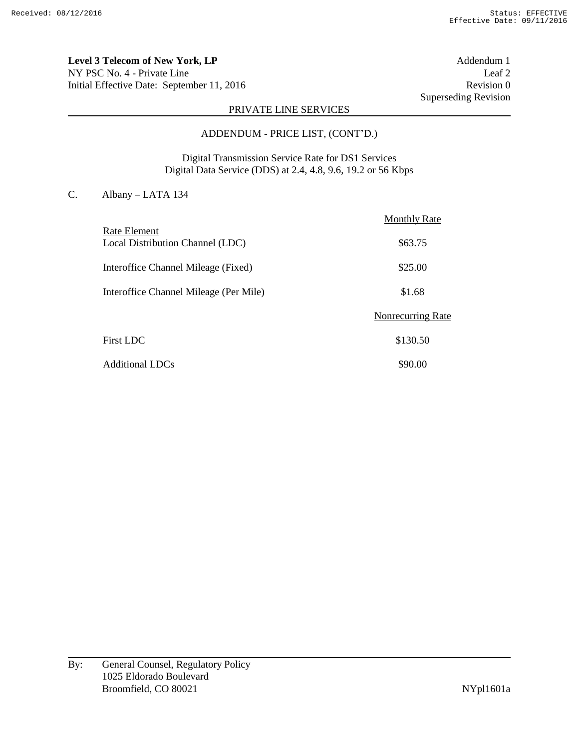**Level 3 Telecom of New York, LP**
NY PSC No. 4 - Private Line
Initial Effective Date: September 11, 2016

Addendum 1
Leaf 2
Revision 0
Superseding Revision

PRIVATE LINE SERVICES

ADDENDUM - PRICE LIST, (CONT'D.)

Digital Transmission Service Rate for DS1 Services
Digital Data Service (DDS) at 2.4, 4.8, 9.6, 19.2 or 56 Kbps

C. Albany – LATA 134

| Rate Element | Monthly Rate |
|---|---|
| Local Distribution Channel (LDC) | $63.75 |
| Interoffice Channel Mileage (Fixed) | $25.00 |
| Interoffice Channel Mileage (Per Mile) | $1.68 |
| | **Nonrecurring Rate** |
| First LDC | $130.50 |
| Additional LDCs | $90.00 |

By: General Counsel, Regulatory Policy
1025 Eldorado Boulevard
Broomfield, CO 80021

NYpl1601a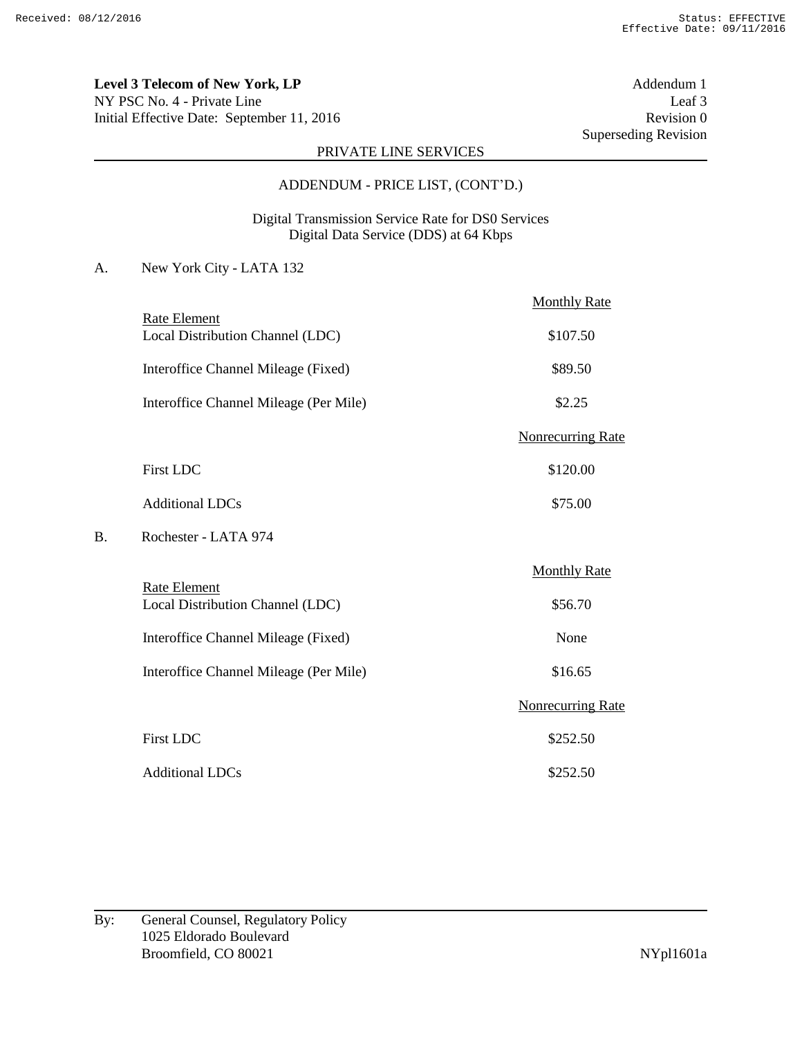**Level 3 Telecom of New York, LP**
NY PSC No. 4 - Private Line
Initial Effective Date: September 11, 2016

Addendum 1
Leaf 3
Revision 0
Superseding Revision

PRIVATE LINE SERVICES

ADDENDUM - PRICE LIST, (CONT'D.)

Digital Transmission Service Rate for DS0 Services
Digital Data Service (DDS) at 64 Kbps

A. New York City - LATA 132

| Rate Element | Monthly Rate |
|---|---|
| Local Distribution Channel (LDC) | $107.50 |
| Interoffice Channel Mileage (Fixed) | $89.50 |
| Interoffice Channel Mileage (Per Mile) | $2.25 |
| | **Nonrecurring Rate** |
| First LDC | $120.00 |
| Additional LDCs | $75.00 |

B. Rochester - LATA 974

| Rate Element | Monthly Rate |
|---|---|
| Local Distribution Channel (LDC) | $56.70 |
| Interoffice Channel Mileage (Fixed) | None |
| Interoffice Channel Mileage (Per Mile) | $16.65 |
| | **Nonrecurring Rate** |
| First LDC | $252.50 |
| Additional LDCs | $252.50 |

By: General Counsel, Regulatory Policy
1025 Eldorado Boulevard
Broomfield, CO 80021

NYpl1601a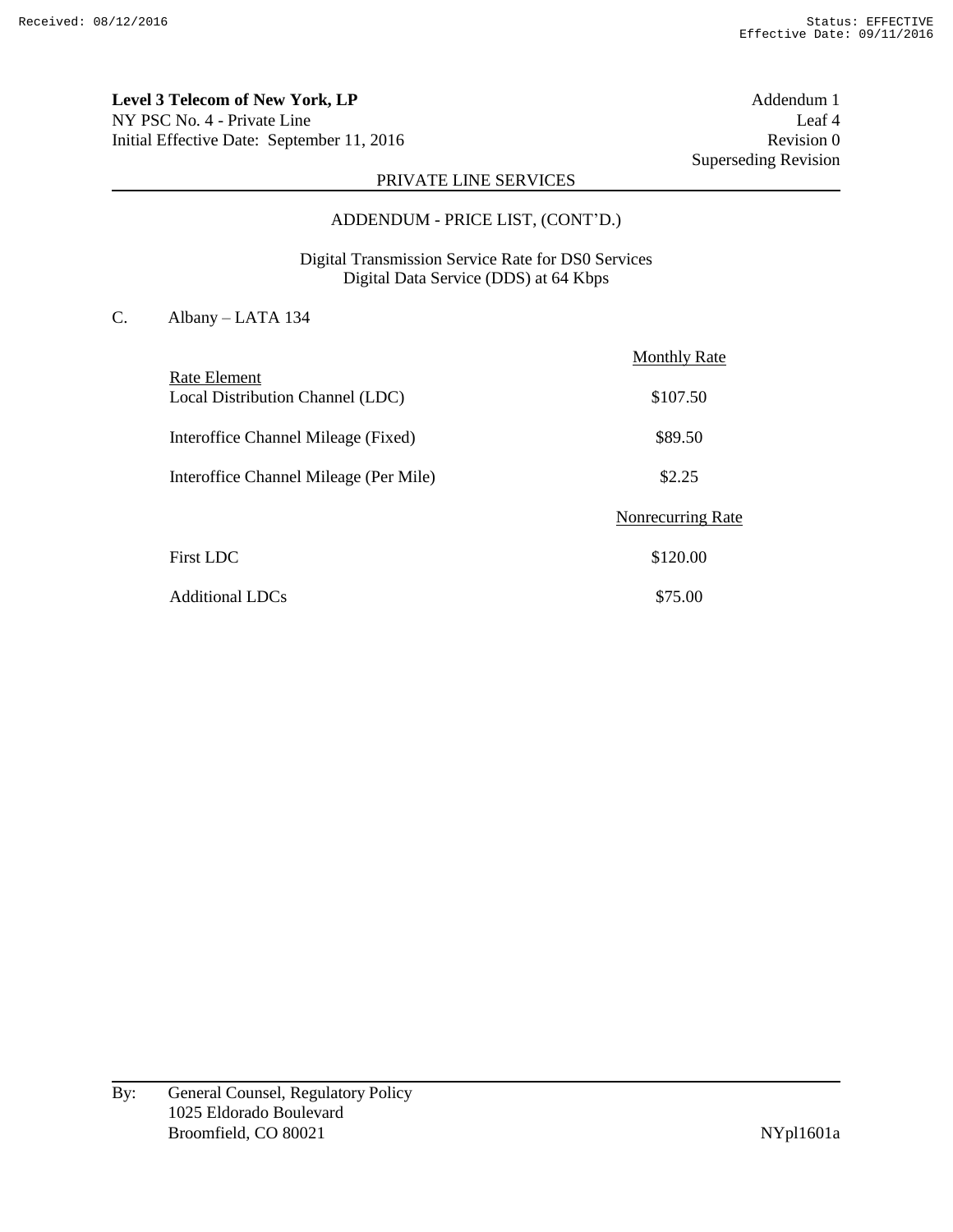**Level 3 Telecom of New York, LP**
NY PSC No. 4 - Private Line
Initial Effective Date: September 11, 2016

Addendum 1
Leaf 4
Revision 0
Superseding Revision

PRIVATE LINE SERVICES

ADDENDUM - PRICE LIST, (CONT'D.)

Digital Transmission Service Rate for DS0 Services
Digital Data Service (DDS) at 64 Kbps

C. Albany – LATA 134

| Rate Element | Monthly Rate |
|---|---|
| Local Distribution Channel (LDC) | $107.50 |
| Interoffice Channel Mileage (Fixed) | $89.50 |
| Interoffice Channel Mileage (Per Mile) | $2.25 |
| | **Nonrecurring Rate** |
| First LDC | $120.00 |
| Additional LDCs | $75.00 |

By: General Counsel, Regulatory Policy
1025 Eldorado Boulevard
Broomfield, CO 80021

NYpl1601a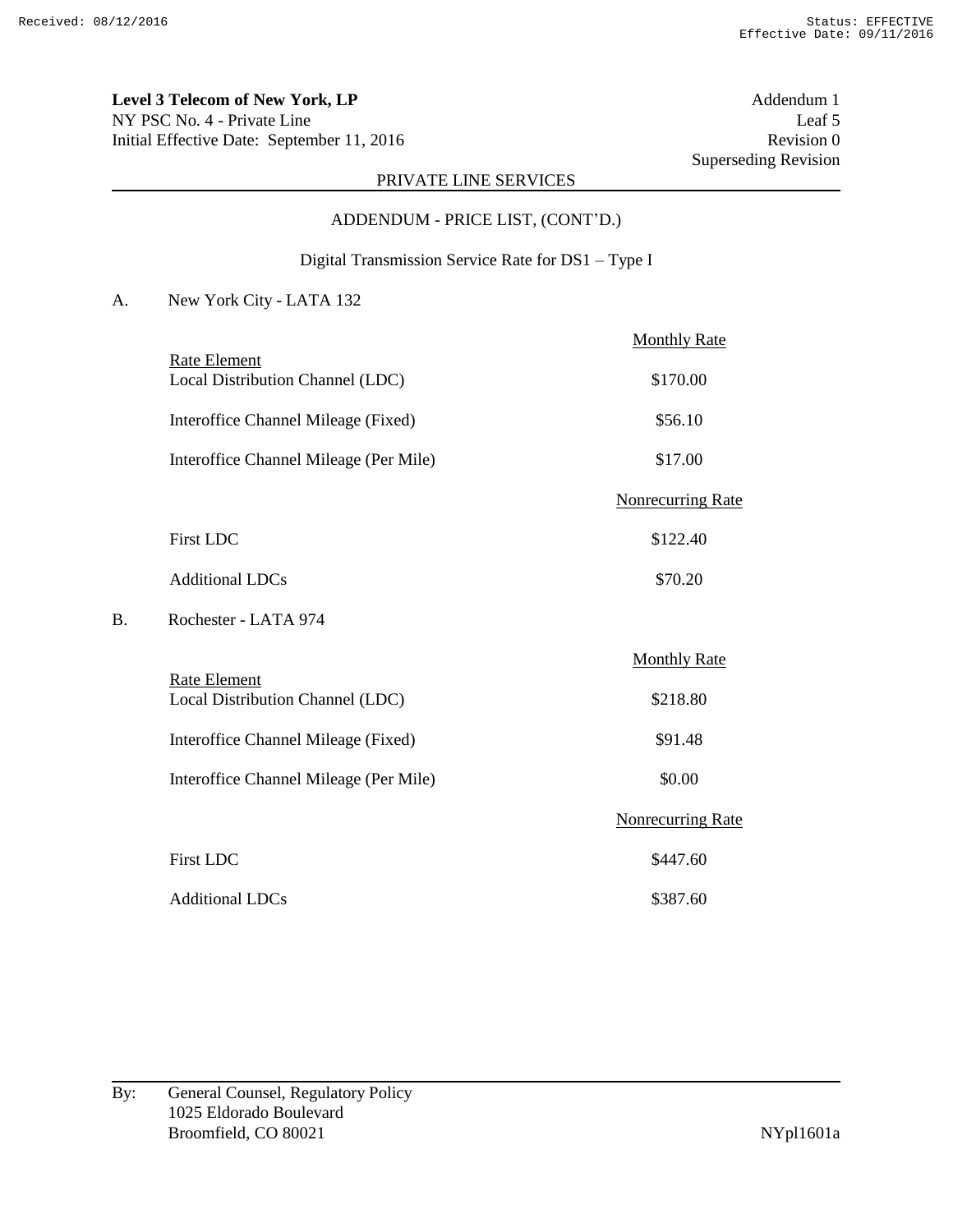**Level 3 Telecom of New York, LP**
NY PSC No. 4 - Private Line
Initial Effective Date: September 11, 2016

Addendum 1
Leaf 5
Revision 0
Superseding Revision

PRIVATE LINE SERVICES

ADDENDUM - PRICE LIST, (CONT'D.)

Digital Transmission Service Rate for DS1 – Type I

A. New York City - LATA 132

| Rate Element | Monthly Rate |
|---|---|
| Local Distribution Channel (LDC) | $170.00 |
| Interoffice Channel Mileage (Fixed) | $56.10 |
| Interoffice Channel Mileage (Per Mile) | $17.00 |
| | **Nonrecurring Rate** |
| First LDC | $122.40 |
| Additional LDCs | $70.20 |

B. Rochester - LATA 974

| Rate Element | Monthly Rate |
|---|---|
| Local Distribution Channel (LDC) | $218.80 |
| Interoffice Channel Mileage (Fixed) | $91.48 |
| Interoffice Channel Mileage (Per Mile) | $0.00 |
| | **Nonrecurring Rate** |
| First LDC | $447.60 |
| Additional LDCs | $387.60 |

By: General Counsel, Regulatory Policy
1025 Eldorado Boulevard
Broomfield, CO 80021

NYpl1601a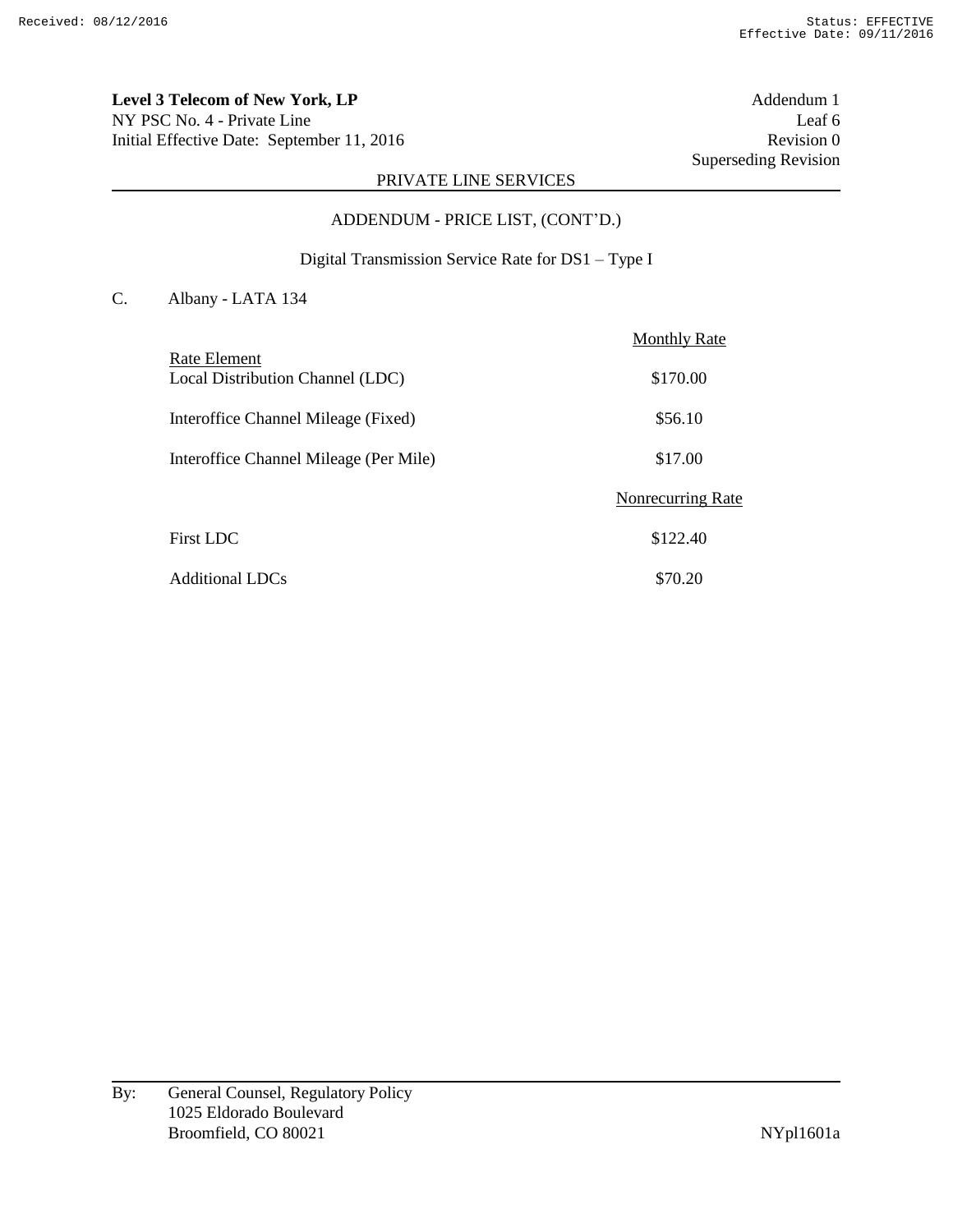**Level 3 Telecom of New York, LP**
NY PSC No. 4 - Private Line
Initial Effective Date: September 11, 2016

Addendum 1
Leaf 6
Revision 0
Superseding Revision

PRIVATE LINE SERVICES

ADDENDUM - PRICE LIST, (CONT'D.)

Digital Transmission Service Rate for DS1 – Type I

C. Albany - LATA 134

| Rate Element | Monthly Rate |
|---|---|
| Local Distribution Channel (LDC) | $170.00 |
| Interoffice Channel Mileage (Fixed) | $56.10 |
| Interoffice Channel Mileage (Per Mile) | $17.00 |
| | **Nonrecurring Rate** |
| First LDC | $122.40 |
| Additional LDCs | $70.20 |

By: General Counsel, Regulatory Policy
1025 Eldorado Boulevard
Broomfield, CO 80021

NYpl1601a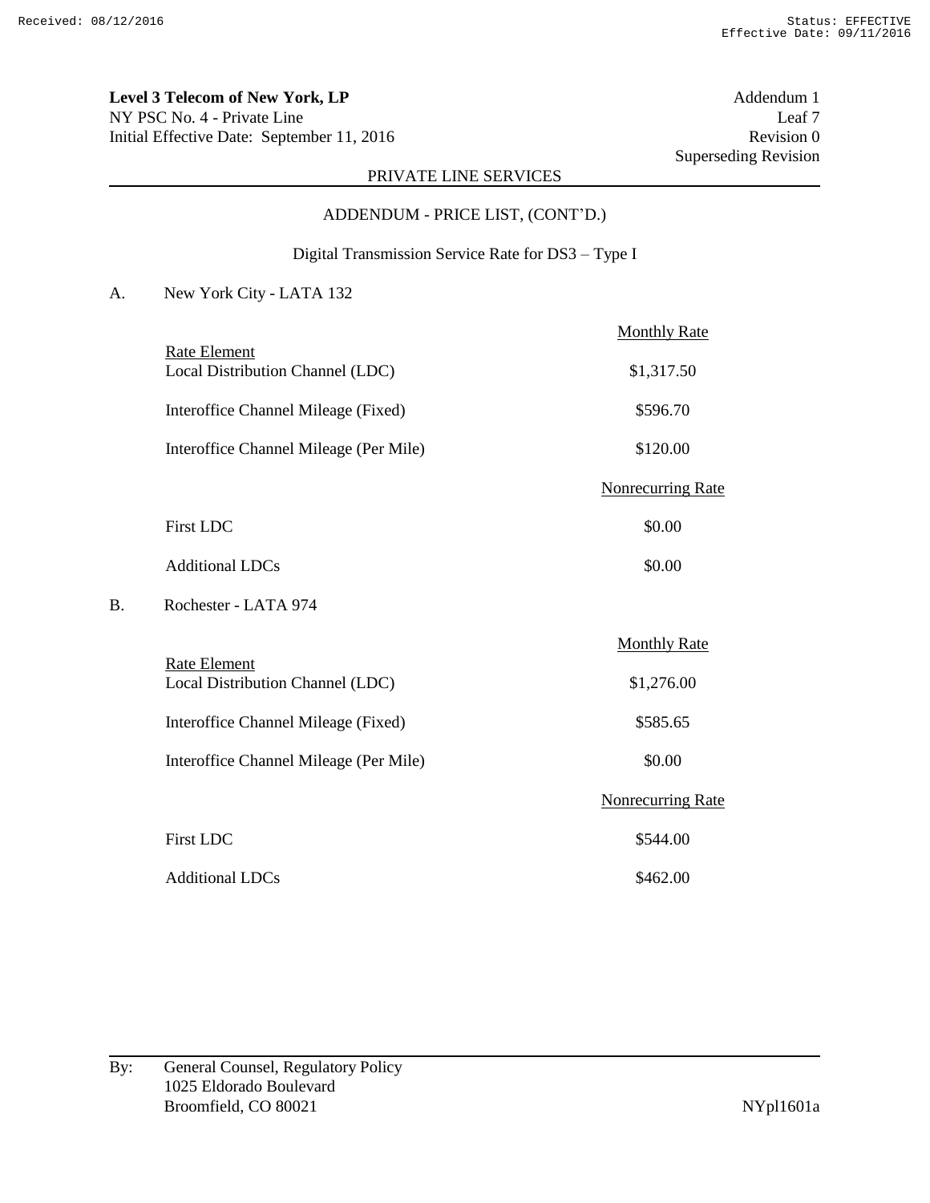**Level 3 Telecom of New York, LP**
NY PSC No. 4 - Private Line
Initial Effective Date: September 11, 2016

Addendum 1
Leaf 7
Revision 0
Superseding Revision

PRIVATE LINE SERVICES

ADDENDUM - PRICE LIST, (CONT'D.)

Digital Transmission Service Rate for DS3 – Type I

A. New York City - LATA 132

| Rate Element | Monthly Rate |
|---|---|
| Local Distribution Channel (LDC) | $1,317.50 |
| Interoffice Channel Mileage (Fixed) | $596.70 |
| Interoffice Channel Mileage (Per Mile) | $120.00 |
| | **Nonrecurring Rate** |
| First LDC | $0.00 |
| Additional LDCs | $0.00 |

B. Rochester - LATA 974

| Rate Element | Monthly Rate |
|---|---|
| Local Distribution Channel (LDC) | $1,276.00 |
| Interoffice Channel Mileage (Fixed) | $585.65 |
| Interoffice Channel Mileage (Per Mile) | $0.00 |
| | **Nonrecurring Rate** |
| First LDC | $544.00 |
| Additional LDCs | $462.00 |

By: General Counsel, Regulatory Policy
1025 Eldorado Boulevard
Broomfield, CO 80021

NYpl1601a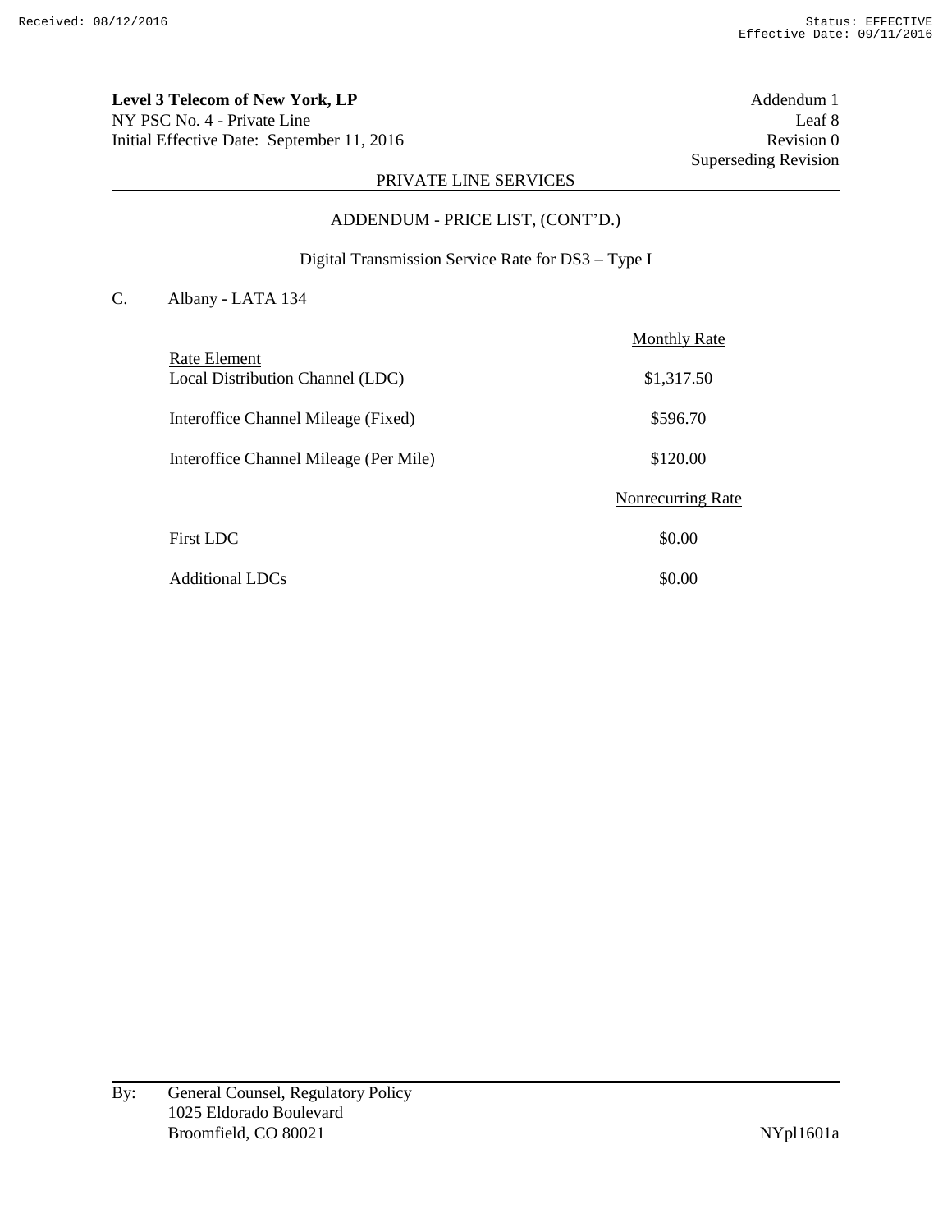**Level 3 Telecom of New York, LP**
NY PSC No. 4 - Private Line
Initial Effective Date: September 11, 2016

Addendum 1
Leaf 8
Revision 0
Superseding Revision

PRIVATE LINE SERVICES

ADDENDUM - PRICE LIST, (CONT'D.)

Digital Transmission Service Rate for DS3 – Type I

C. Albany - LATA 134

| Rate Element | Monthly Rate |
|---|---|
| Local Distribution Channel (LDC) | $1,317.50 |
| Interoffice Channel Mileage (Fixed) | $596.70 |
| Interoffice Channel Mileage (Per Mile) | $120.00 |
| | **Nonrecurring Rate** |
| First LDC | $0.00 |
| Additional LDCs | $0.00 |

By: General Counsel, Regulatory Policy
1025 Eldorado Boulevard
Broomfield, CO 80021

NYpl1601a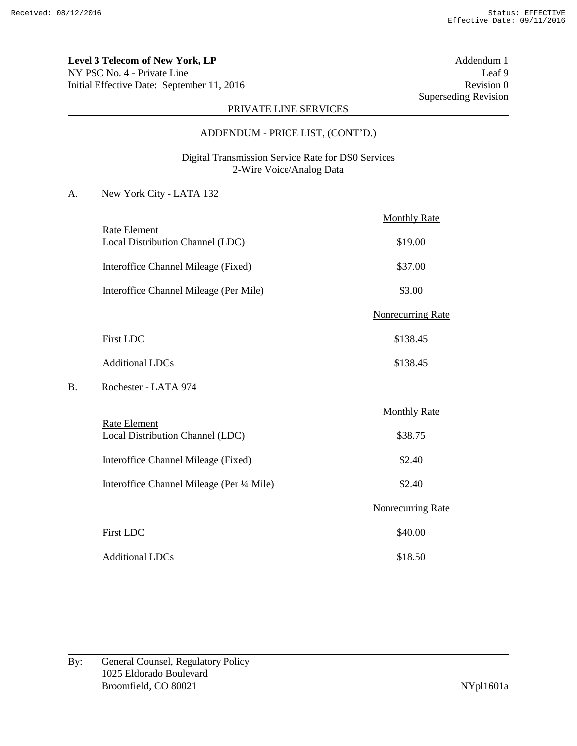**Level 3 Telecom of New York, LP**
NY PSC No. 4 - Private Line
Initial Effective Date: September 11, 2016

Addendum 1
Leaf 9
Revision 0
Superseding Revision

PRIVATE LINE SERVICES

ADDENDUM - PRICE LIST, (CONT'D.)

Digital Transmission Service Rate for DS0 Services
2-Wire Voice/Analog Data

A. New York City - LATA 132

| Rate Element | Monthly Rate |
|---|---|
| Local Distribution Channel (LDC) | $19.00 |
| Interoffice Channel Mileage (Fixed) | $37.00 |
| Interoffice Channel Mileage (Per Mile) | $3.00 |
| | **Nonrecurring Rate** |
| First LDC | $138.45 |
| Additional LDCs | $138.45 |

B. Rochester - LATA 974

| Rate Element | Monthly Rate |
|---|---|
| Local Distribution Channel (LDC) | $38.75 |
| Interoffice Channel Mileage (Fixed) | $2.40 |
| Interoffice Channel Mileage (Per ¼ Mile) | $2.40 |
| | **Nonrecurring Rate** |
| First LDC | $40.00 |
| Additional LDCs | $18.50 |

By: General Counsel, Regulatory Policy
1025 Eldorado Boulevard
Broomfield, CO 80021

NYpl1601a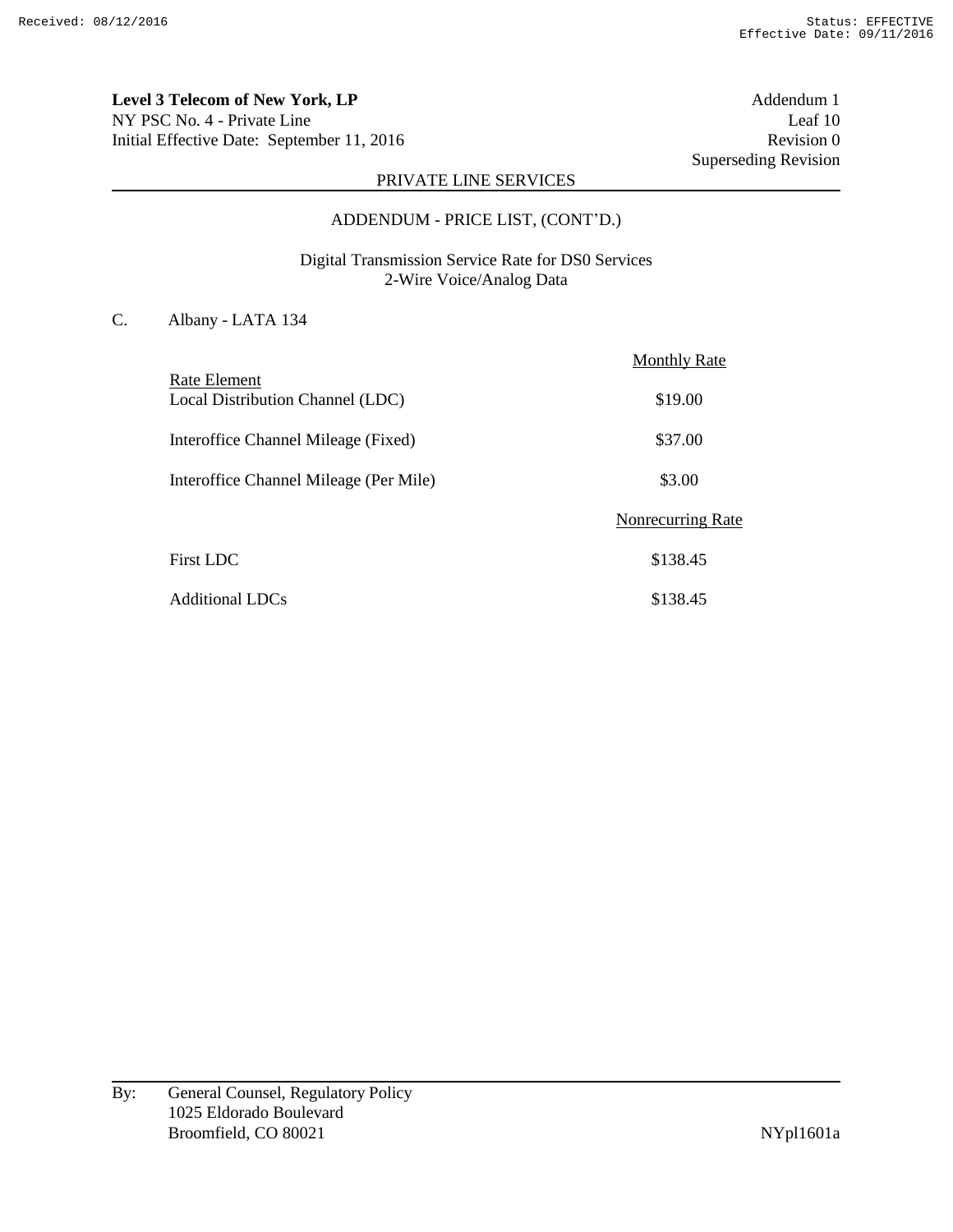**Level 3 Telecom of New York, LP**
NY PSC No. 4 - Private Line
Initial Effective Date: September 11, 2016

Addendum 1
Leaf 10
Revision 0
Superseding Revision

PRIVATE LINE SERVICES

ADDENDUM - PRICE LIST, (CONT'D.)

Digital Transmission Service Rate for DS0 Services
2-Wire Voice/Analog Data

C. Albany - LATA 134

| Rate Element | Monthly Rate |
|---|---|
| Local Distribution Channel (LDC) | $19.00 |
| Interoffice Channel Mileage (Fixed) | $37.00 |
| Interoffice Channel Mileage (Per Mile) | $3.00 |
| | **Nonrecurring Rate** |
| First LDC | $138.45 |
| Additional LDCs | $138.45 |

By: General Counsel, Regulatory Policy
1025 Eldorado Boulevard
Broomfield, CO 80021

NYpl1601a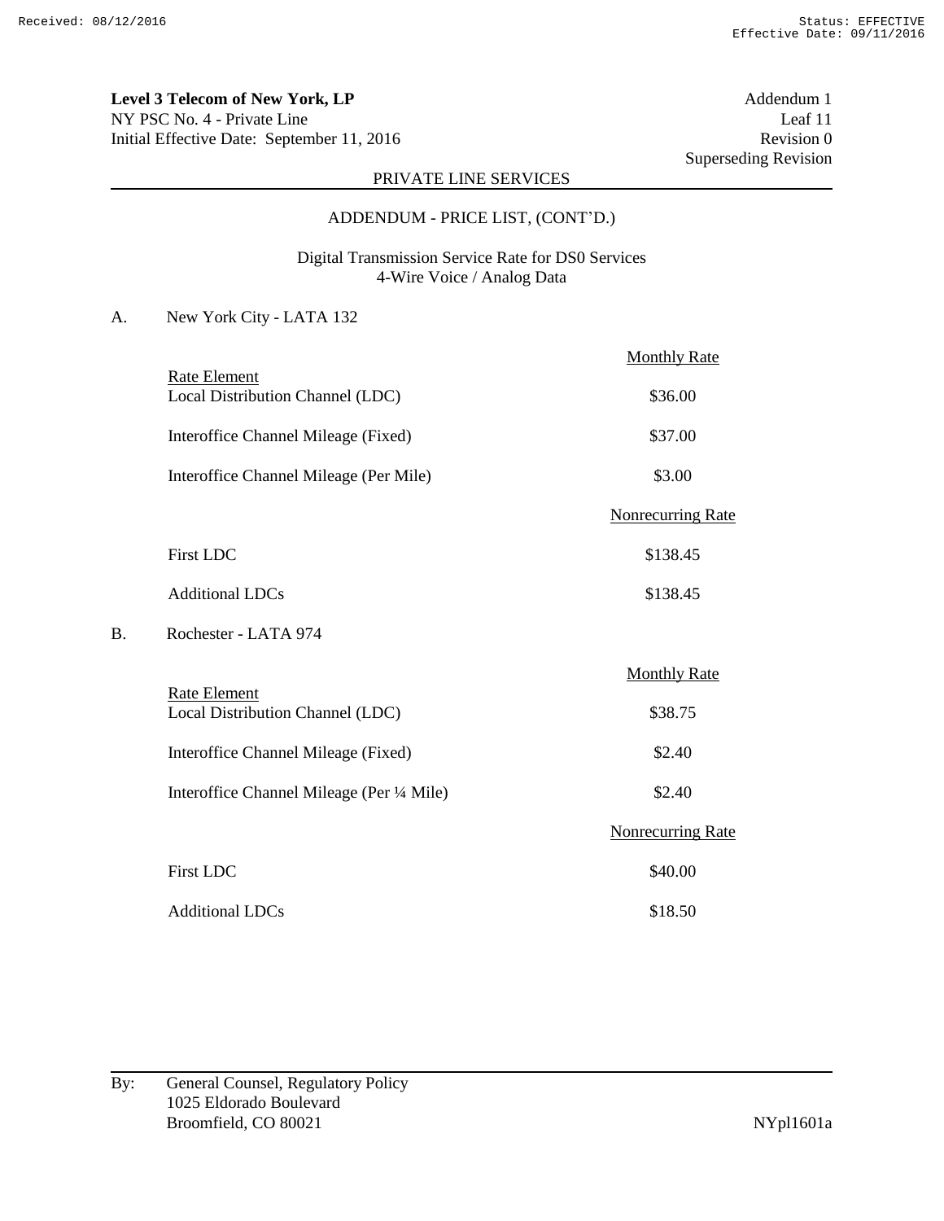**Level 3 Telecom of New York, LP**
NY PSC No. 4 - Private Line
Initial Effective Date: September 11, 2016

Addendum 1
Leaf 11
Revision 0
Superseding Revision

PRIVATE LINE SERVICES

ADDENDUM - PRICE LIST, (CONT'D.)

Digital Transmission Service Rate for DS0 Services
4-Wire Voice / Analog Data

A. New York City - LATA 132

| Rate Element | Monthly Rate |
|---|---|
| Local Distribution Channel (LDC) | $36.00 |
| Interoffice Channel Mileage (Fixed) | $37.00 |
| Interoffice Channel Mileage (Per Mile) | $3.00 |
| | **Nonrecurring Rate** |
| First LDC | $138.45 |
| Additional LDCs | $138.45 |

B. Rochester - LATA 974

| Rate Element | Monthly Rate |
|---|---|
| Local Distribution Channel (LDC) | $38.75 |
| Interoffice Channel Mileage (Fixed) | $2.40 |
| Interoffice Channel Mileage (Per ¼ Mile) | $2.40 |
| | **Nonrecurring Rate** |
| First LDC | $40.00 |
| Additional LDCs | $18.50 |

By: General Counsel, Regulatory Policy
1025 Eldorado Boulevard
Broomfield, CO 80021

NYpl1601a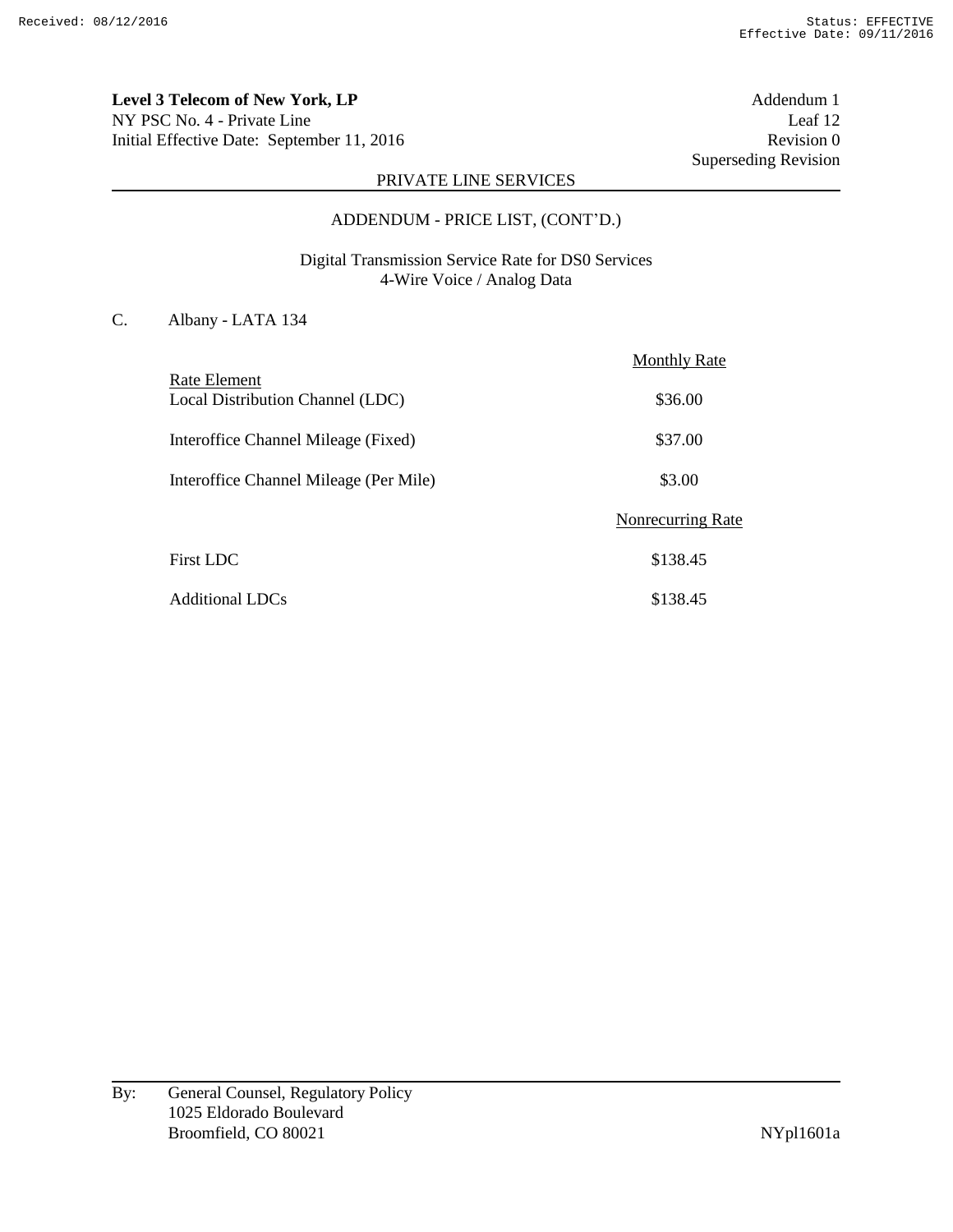**Level 3 Telecom of New York, LP**
NY PSC No. 4 - Private Line
Initial Effective Date: September 11, 2016

Addendum 1
Leaf 12
Revision 0
Superseding Revision

PRIVATE LINE SERVICES

ADDENDUM - PRICE LIST, (CONT'D.)

Digital Transmission Service Rate for DS0 Services
4-Wire Voice / Analog Data

C. Albany - LATA 134

| Rate Element | Monthly Rate |
|---|---|
| Local Distribution Channel (LDC) | $36.00 |
| Interoffice Channel Mileage (Fixed) | $37.00 |
| Interoffice Channel Mileage (Per Mile) | $3.00 |
| | **Nonrecurring Rate** |
| First LDC | $138.45 |
| Additional LDCs | $138.45 |

By: General Counsel, Regulatory Policy
1025 Eldorado Boulevard
Broomfield, CO 80021

NYpl1601a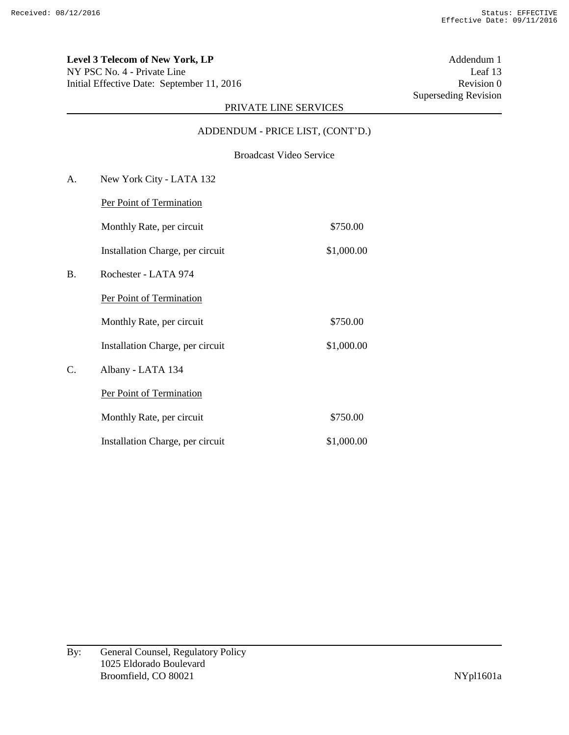**Level 3 Telecom of New York, LP**
NY PSC No. 4 - Private Line
Initial Effective Date: September 11, 2016

Addendum 1
Leaf 13
Revision 0
Superseding Revision

PRIVATE LINE SERVICES

ADDENDUM - PRICE LIST, (CONT'D.)

Broadcast Video Service

A. New York City - LATA 132

Per Point of Termination

| | |
|---|---|
| Monthly Rate, per circuit | $750.00 |
| Installation Charge, per circuit | $1,000.00 |

B. Rochester - LATA 974

Per Point of Termination

| | |
|---|---|
| Monthly Rate, per circuit | $750.00 |
| Installation Charge, per circuit | $1,000.00 |

C. Albany - LATA 134

Per Point of Termination

| | |
|---|---|
| Monthly Rate, per circuit | $750.00 |
| Installation Charge, per circuit | $1,000.00 |

By: General Counsel, Regulatory Policy
1025 Eldorado Boulevard
Broomfield, CO 80021

NYpl1601a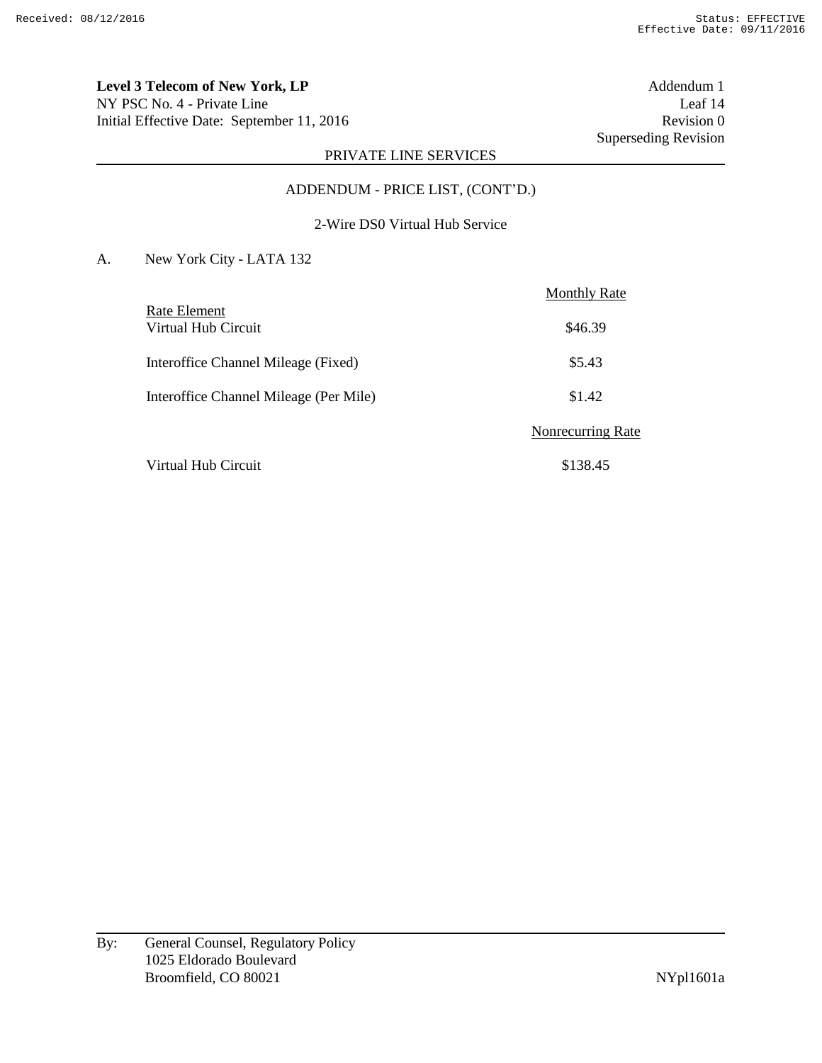**Level 3 Telecom of New York, LP**
NY PSC No. 4 - Private Line
Initial Effective Date: September 11, 2016

Addendum 1
Leaf 14
Revision 0
Superseding Revision

PRIVATE LINE SERVICES

ADDENDUM - PRICE LIST, (CONT'D.)

2-Wire DS0 Virtual Hub Service

A. New York City - LATA 132

| Rate Element | Monthly Rate |
|---|---|
| Virtual Hub Circuit | $46.39 |
| Interoffice Channel Mileage (Fixed) | $5.43 |
| Interoffice Channel Mileage (Per Mile) | $1.42 |
| | **Nonrecurring Rate** |
| Virtual Hub Circuit | $138.45 |

By: General Counsel, Regulatory Policy
1025 Eldorado Boulevard
Broomfield, CO 80021

NYpl1601a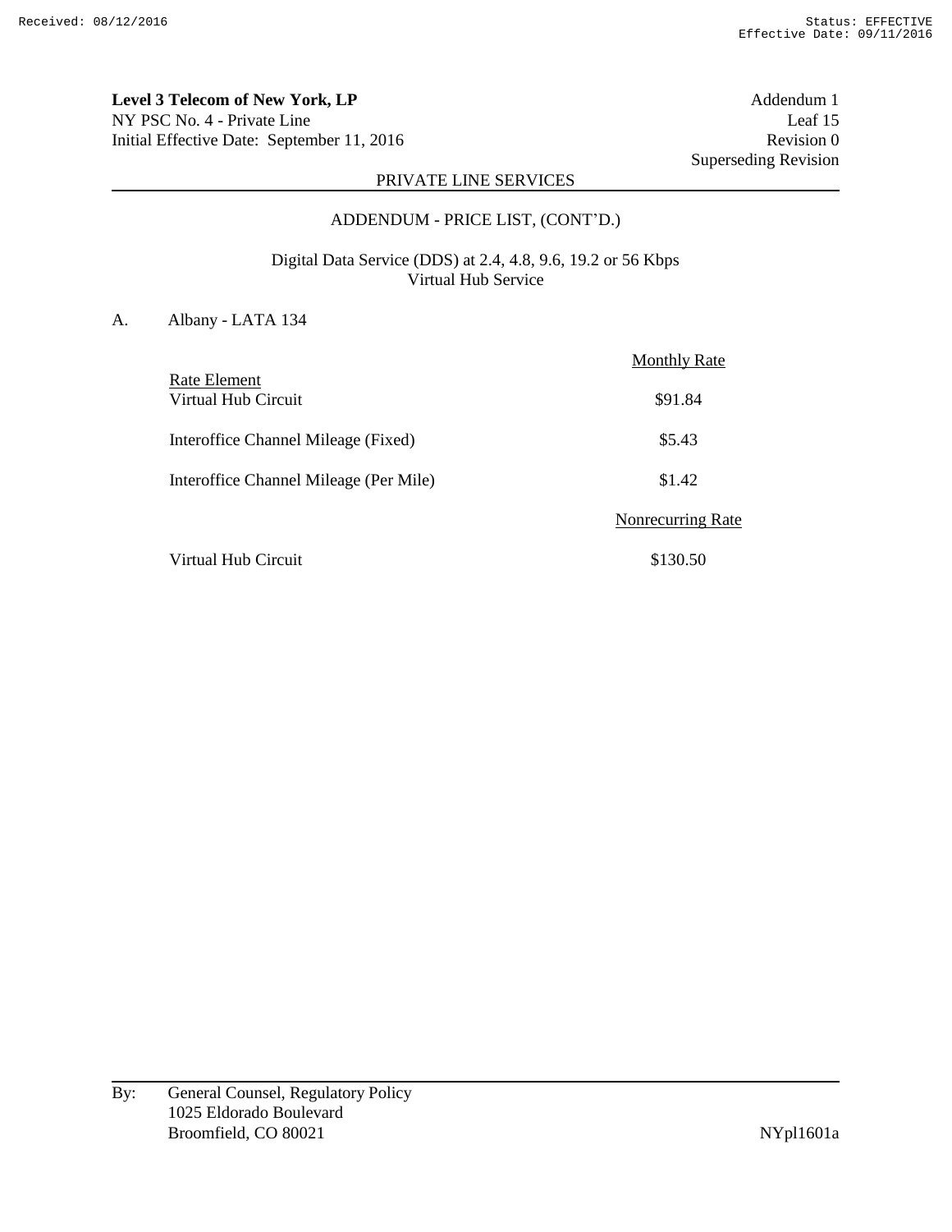**Level 3 Telecom of New York, LP**
NY PSC No. 4 - Private Line
Initial Effective Date: September 11, 2016

Addendum 1
Leaf 15
Revision 0
Superseding Revision

PRIVATE LINE SERVICES

ADDENDUM - PRICE LIST, (CONT'D.)

Digital Data Service (DDS) at 2.4, 4.8, 9.6, 19.2 or 56 Kbps
Virtual Hub Service

A. Albany - LATA 134

| Rate Element | Monthly Rate |
|---|---|
| Virtual Hub Circuit | $91.84 |
| Interoffice Channel Mileage (Fixed) | $5.43 |
| Interoffice Channel Mileage (Per Mile) | $1.42 |
| | **Nonrecurring Rate** |
| Virtual Hub Circuit | $130.50 |

By: General Counsel, Regulatory Policy
1025 Eldorado Boulevard
Broomfield, CO 80021

NYpl1601a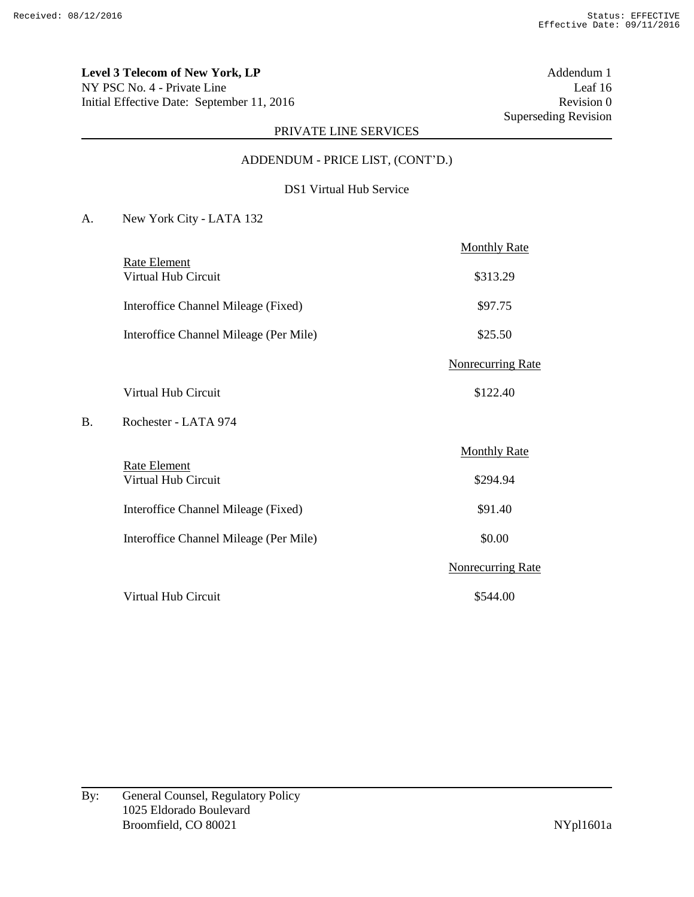**Level 3 Telecom of New York, LP**
NY PSC No. 4 - Private Line
Initial Effective Date: September 11, 2016

Addendum 1
Leaf 16
Revision 0
Superseding Revision

PRIVATE LINE SERVICES

ADDENDUM - PRICE LIST, (CONT'D.)

DS1 Virtual Hub Service

A. New York City - LATA 132

| Rate Element | Monthly Rate |
|---|---|
| Virtual Hub Circuit | $313.29 |
| Interoffice Channel Mileage (Fixed) | $97.75 |
| Interoffice Channel Mileage (Per Mile) | $25.50 |
| | **Nonrecurring Rate** |
| Virtual Hub Circuit | $122.40 |

B. Rochester - LATA 974

| Rate Element | Monthly Rate |
|---|---|
| Virtual Hub Circuit | $294.94 |
| Interoffice Channel Mileage (Fixed) | $91.40 |
| Interoffice Channel Mileage (Per Mile) | $0.00 |
| | **Nonrecurring Rate** |
| Virtual Hub Circuit | $544.00 |

By: General Counsel, Regulatory Policy
1025 Eldorado Boulevard
Broomfield, CO 80021

NYpl1601a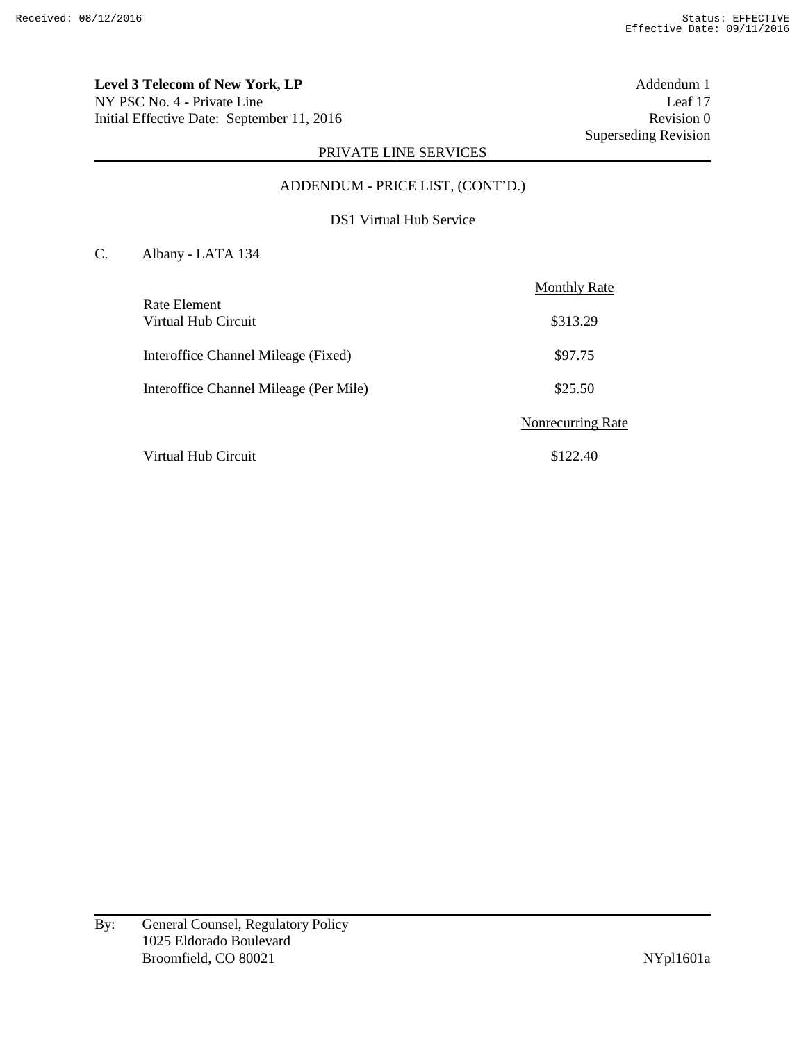**Level 3 Telecom of New York, LP**
NY PSC No. 4 - Private Line
Initial Effective Date: September 11, 2016

Addendum 1
Leaf 17
Revision 0
Superseding Revision

PRIVATE LINE SERVICES

ADDENDUM - PRICE LIST, (CONT'D.)

DS1 Virtual Hub Service

C. Albany - LATA 134

| Rate Element | Monthly Rate |
|---|---|
| Virtual Hub Circuit | $313.29 |
| Interoffice Channel Mileage (Fixed) | $97.75 |
| Interoffice Channel Mileage (Per Mile) | $25.50 |
| | **Nonrecurring Rate** |
| Virtual Hub Circuit | $122.40 |

By: General Counsel, Regulatory Policy
1025 Eldorado Boulevard
Broomfield, CO 80021

NYpl1601a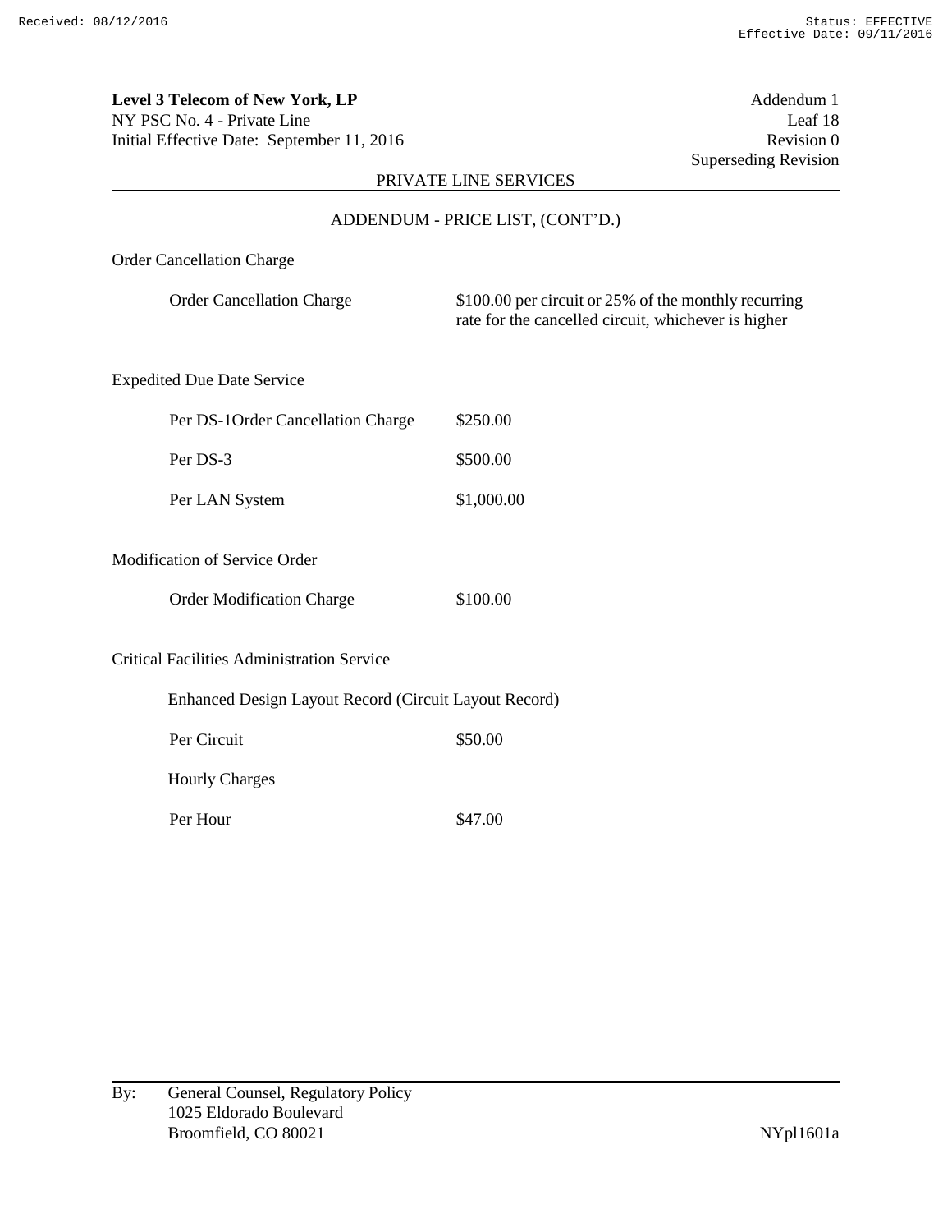**Level 3 Telecom of New York, LP**
NY PSC No. 4 - Private Line
Initial Effective Date: September 11, 2016

Addendum 1
Leaf 18
Revision 0
Superseding Revision

PRIVATE LINE SERVICES

ADDENDUM - PRICE LIST, (CONT'D.)

Order Cancellation Charge

| | |
|---|---|
| Order Cancellation Charge | $100.00 per circuit or 25% of the monthly recurring rate for the cancelled circuit, whichever is higher |

Expedited Due Date Service

| | |
|---|---|
| Per DS-1Order Cancellation Charge | $250.00 |
| Per DS-3 | $500.00 |
| Per LAN System | $1,000.00 |

Modification of Service Order

| | |
|---|---|
| Order Modification Charge | $100.00 |

Critical Facilities Administration Service

Enhanced Design Layout Record (Circuit Layout Record)

| | |
|---|---|
| Per Circuit | $50.00 |

Hourly Charges

| | |
|---|---|
| Per Hour | $47.00 |

By: General Counsel, Regulatory Policy
1025 Eldorado Boulevard
Broomfield, CO 80021

NYpl1601a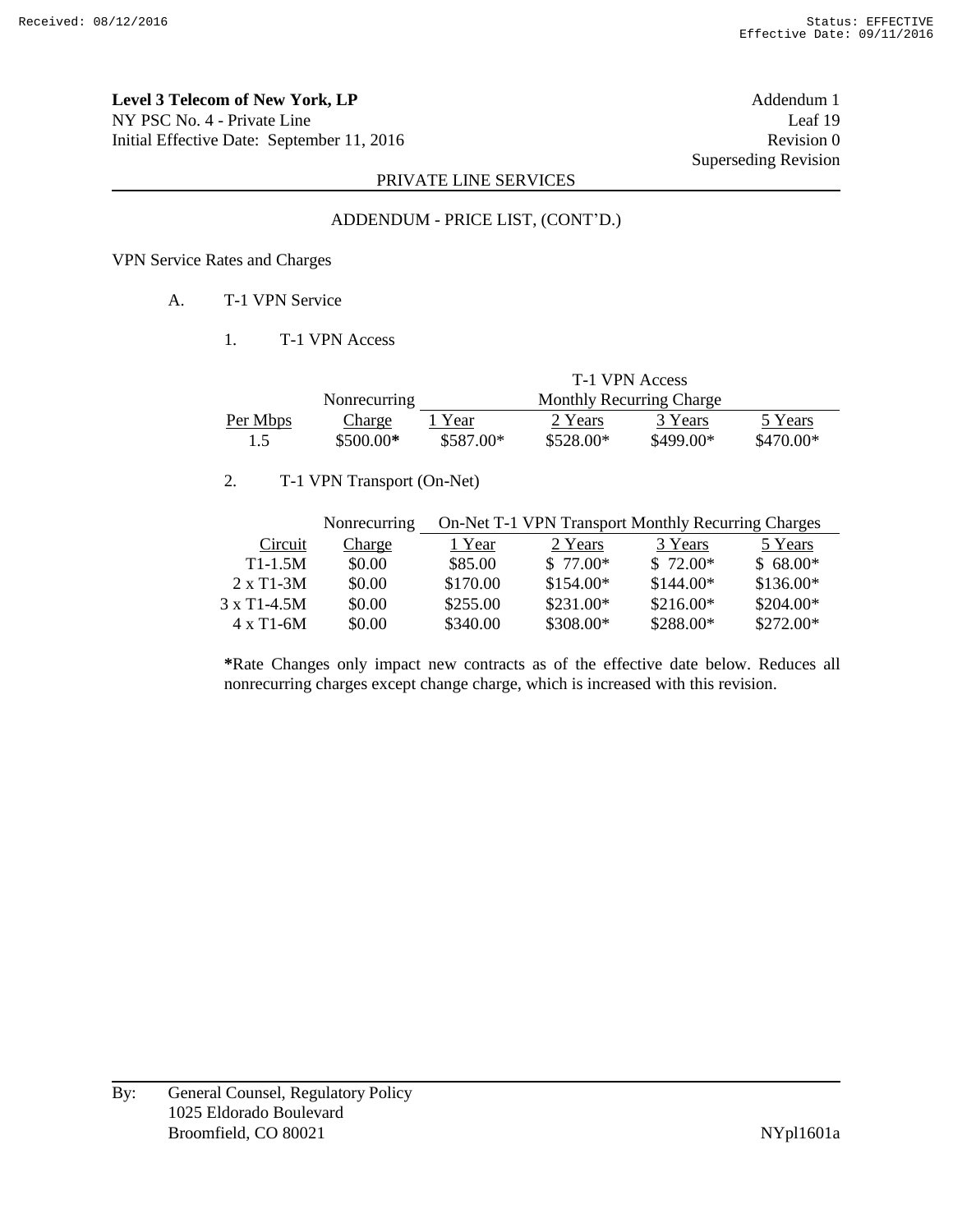**Level 3 Telecom of New York, LP**
NY PSC No. 4 - Private Line
Initial Effective Date: September 11, 2016

Addendum 1
Leaf 19
Revision 0
Superseding Revision

PRIVATE LINE SERVICES

ADDENDUM - PRICE LIST, (CONT'D.)

VPN Service Rates and Charges

A. T-1 VPN Service

1. T-1 VPN Access

| | Nonrecurring | T-1 VPN Access Monthly Recurring Charge | | | |
|---|---|---|---|---|---|
| Per Mbps | Charge | 1 Year | 2 Years | 3 Years | 5 Years |
| 1.5 | $500.00* | $587.00* | $528.00* | $499.00* | $470.00* |

2. T-1 VPN Transport (On-Net)

| | Nonrecurring | On-Net T-1 VPN Transport Monthly Recurring Charges | | | |
|---|---|---|---|---|---|
| Circuit | Charge | 1 Year | 2 Years | 3 Years | 5 Years |
| T1-1.5M | $0.00 | $85.00 | $ 77.00* | $ 72.00* | $ 68.00* |
| 2 x T1-3M | $0.00 | $170.00 | $154.00* | $144.00* | $136.00* |
| 3 x T1-4.5M | $0.00 | $255.00 | $231.00* | $216.00* | $204.00* |
| 4 x T1-6M | $0.00 | $340.00 | $308.00* | $288.00* | $272.00* |

**\***Rate Changes only impact new contracts as of the effective date below. Reduces all nonrecurring charges except change charge, which is increased with this revision.

By: General Counsel, Regulatory Policy
1025 Eldorado Boulevard
Broomfield, CO 80021

NYpl1601a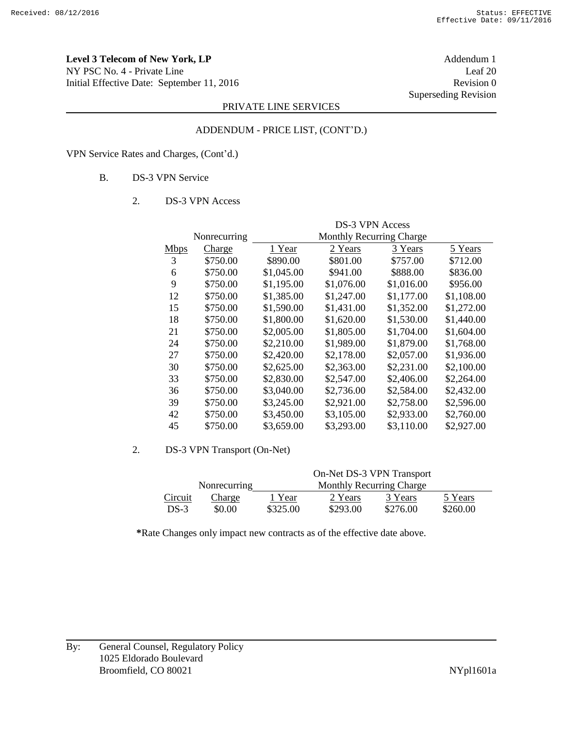**Level 3 Telecom of New York, LP**
NY PSC No. 4 - Private Line
Initial Effective Date: September 11, 2016

Addendum 1
Leaf 20
Revision 0
Superseding Revision

PRIVATE LINE SERVICES

ADDENDUM - PRICE LIST, (CONT'D.)

VPN Service Rates and Charges, (Cont'd.)

B. DS-3 VPN Service

2. DS-3 VPN Access

| | | DS-3 VPN Access Monthly Recurring Charge | | | |
|---|---|---|---|---|---|
| Mbps | Nonrecurring Charge | 1 Year | 2 Years | 3 Years | 5 Years |
| 3 | $750.00 | $890.00 | $801.00 | $757.00 | $712.00 |
| 6 | $750.00 | $1,045.00 | $941.00 | $888.00 | $836.00 |
| 9 | $750.00 | $1,195.00 | $1,076.00 | $1,016.00 | $956.00 |
| 12 | $750.00 | $1,385.00 | $1,247.00 | $1,177.00 | $1,108.00 |
| 15 | $750.00 | $1,590.00 | $1,431.00 | $1,352.00 | $1,272.00 |
| 18 | $750.00 | $1,800.00 | $1,620.00 | $1,530.00 | $1,440.00 |
| 21 | $750.00 | $2,005.00 | $1,805.00 | $1,704.00 | $1,604.00 |
| 24 | $750.00 | $2,210.00 | $1,989.00 | $1,879.00 | $1,768.00 |
| 27 | $750.00 | $2,420.00 | $2,178.00 | $2,057.00 | $1,936.00 |
| 30 | $750.00 | $2,625.00 | $2,363.00 | $2,231.00 | $2,100.00 |
| 33 | $750.00 | $2,830.00 | $2,547.00 | $2,406.00 | $2,264.00 |
| 36 | $750.00 | $3,040.00 | $2,736.00 | $2,584.00 | $2,432.00 |
| 39 | $750.00 | $3,245.00 | $2,921.00 | $2,758.00 | $2,596.00 |
| 42 | $750.00 | $3,450.00 | $3,105.00 | $2,933.00 | $2,760.00 |
| 45 | $750.00 | $3,659.00 | $3,293.00 | $3,110.00 | $2,927.00 |

2. DS-3 VPN Transport (On-Net)

| | | On-Net DS-3 VPN Transport Monthly Recurring Charge | | | |
|---|---|---|---|---|---|
| Circuit | Nonrecurring Charge | 1 Year | 2 Years | 3 Years | 5 Years |
| DS-3 | $0.00 | $325.00 | $293.00 | $276.00 | $260.00 |

**\***Rate Changes only impact new contracts as of the effective date above.

By: General Counsel, Regulatory Policy
1025 Eldorado Boulevard
Broomfield, CO 80021

NYpl1601a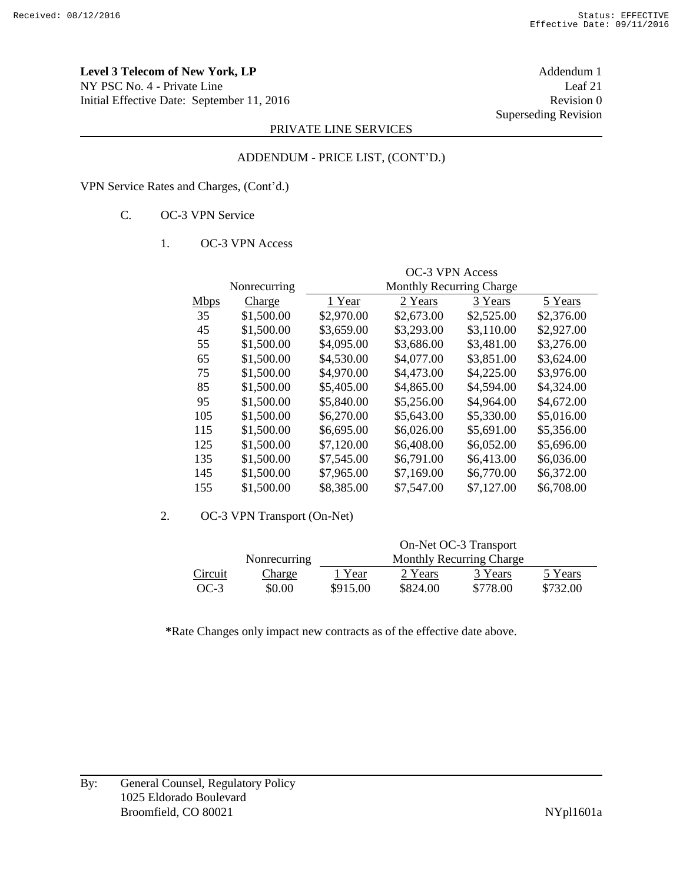**Level 3 Telecom of New York, LP**
NY PSC No. 4 - Private Line
Initial Effective Date: September 11, 2016

Addendum 1
Leaf 21
Revision 0
Superseding Revision

PRIVATE LINE SERVICES

ADDENDUM - PRICE LIST, (CONT'D.)

VPN Service Rates and Charges, (Cont'd.)

C. OC-3 VPN Service

1. OC-3 VPN Access

| | Nonrecurring | OC-3 VPN Access Monthly Recurring Charge | | | |
|---|---|---|---|---|---|
| Mbps | Charge | 1 Year | 2 Years | 3 Years | 5 Years |
| 35 | $1,500.00 | $2,970.00 | $2,673.00 | $2,525.00 | $2,376.00 |
| 45 | $1,500.00 | $3,659.00 | $3,293.00 | $3,110.00 | $2,927.00 |
| 55 | $1,500.00 | $4,095.00 | $3,686.00 | $3,481.00 | $3,276.00 |
| 65 | $1,500.00 | $4,530.00 | $4,077.00 | $3,851.00 | $3,624.00 |
| 75 | $1,500.00 | $4,970.00 | $4,473.00 | $4,225.00 | $3,976.00 |
| 85 | $1,500.00 | $5,405.00 | $4,865.00 | $4,594.00 | $4,324.00 |
| 95 | $1,500.00 | $5,840.00 | $5,256.00 | $4,964.00 | $4,672.00 |
| 105 | $1,500.00 | $6,270.00 | $5,643.00 | $5,330.00 | $5,016.00 |
| 115 | $1,500.00 | $6,695.00 | $6,026.00 | $5,691.00 | $5,356.00 |
| 125 | $1,500.00 | $7,120.00 | $6,408.00 | $6,052.00 | $5,696.00 |
| 135 | $1,500.00 | $7,545.00 | $6,791.00 | $6,413.00 | $6,036.00 |
| 145 | $1,500.00 | $7,965.00 | $7,169.00 | $6,770.00 | $6,372.00 |
| 155 | $1,500.00 | $8,385.00 | $7,547.00 | $7,127.00 | $6,708.00 |

2. OC-3 VPN Transport (On-Net)

| | Nonrecurring | On-Net OC-3 Transport Monthly Recurring Charge | | | |
|---|---|---|---|---|---|
| Circuit | Charge | 1 Year | 2 Years | 3 Years | 5 Years |
| OC-3 | $0.00 | $915.00 | $824.00 | $778.00 | $732.00 |

**\***Rate Changes only impact new contracts as of the effective date above.

By: General Counsel, Regulatory Policy
1025 Eldorado Boulevard
Broomfield, CO 80021

NYpl1601a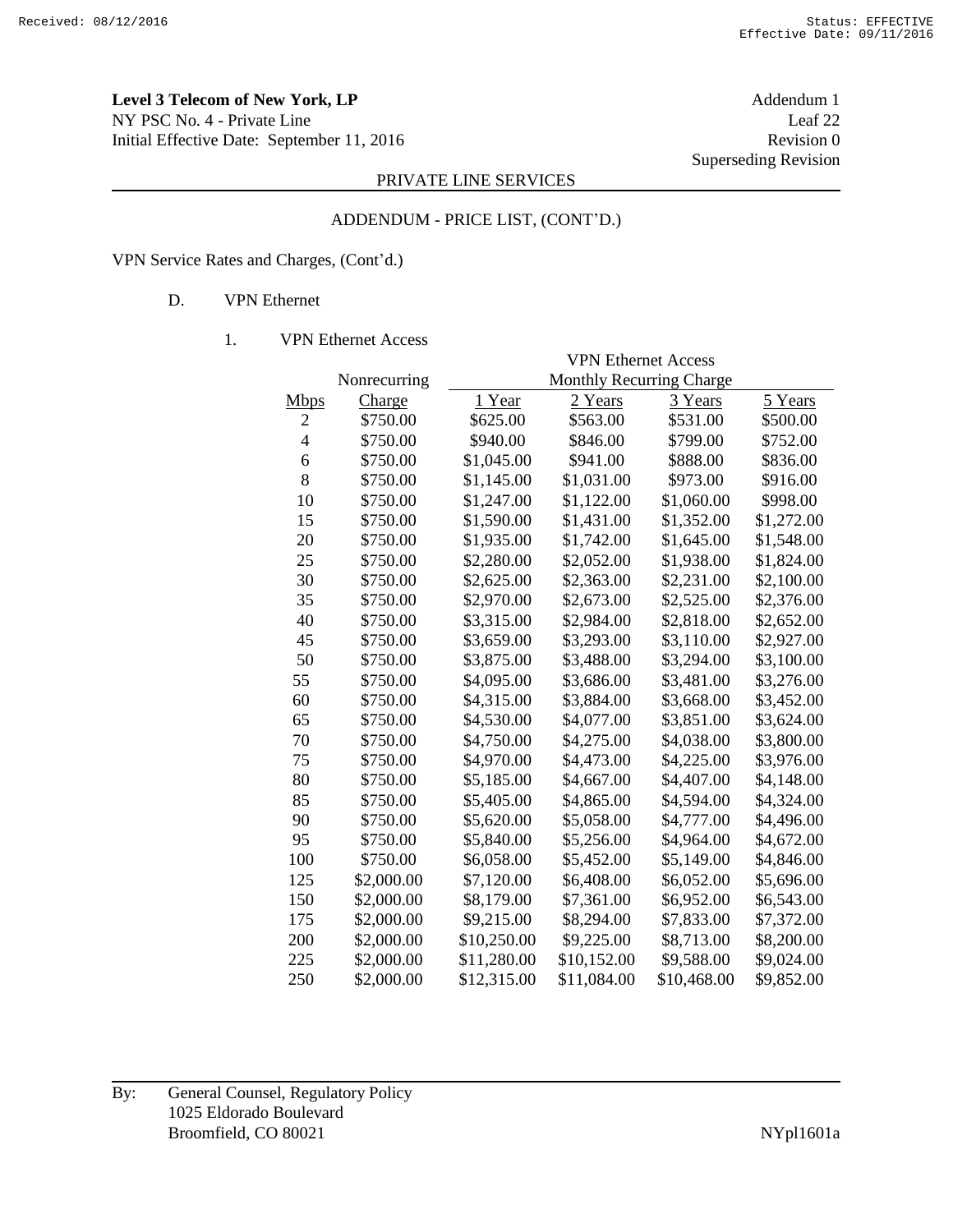**Level 3 Telecom of New York, LP**
NY PSC No. 4 - Private Line
Initial Effective Date: September 11, 2016

Addendum 1
Leaf 22
Revision 0
Superseding Revision

PRIVATE LINE SERVICES

ADDENDUM - PRICE LIST, (CONT'D.)

VPN Service Rates and Charges, (Cont'd.)

D. VPN Ethernet

1. VPN Ethernet Access

| | Nonrecurring | VPN Ethernet Access Monthly Recurring Charge | | | |
|---|---|---|---|---|---|
| Mbps | Charge | 1 Year | 2 Years | 3 Years | 5 Years |
| 2 | $750.00 | $625.00 | $563.00 | $531.00 | $500.00 |
| 4 | $750.00 | $940.00 | $846.00 | $799.00 | $752.00 |
| 6 | $750.00 | $1,045.00 | $941.00 | $888.00 | $836.00 |
| 8 | $750.00 | $1,145.00 | $1,031.00 | $973.00 | $916.00 |
| 10 | $750.00 | $1,247.00 | $1,122.00 | $1,060.00 | $998.00 |
| 15 | $750.00 | $1,590.00 | $1,431.00 | $1,352.00 | $1,272.00 |
| 20 | $750.00 | $1,935.00 | $1,742.00 | $1,645.00 | $1,548.00 |
| 25 | $750.00 | $2,280.00 | $2,052.00 | $1,938.00 | $1,824.00 |
| 30 | $750.00 | $2,625.00 | $2,363.00 | $2,231.00 | $2,100.00 |
| 35 | $750.00 | $2,970.00 | $2,673.00 | $2,525.00 | $2,376.00 |
| 40 | $750.00 | $3,315.00 | $2,984.00 | $2,818.00 | $2,652.00 |
| 45 | $750.00 | $3,659.00 | $3,293.00 | $3,110.00 | $2,927.00 |
| 50 | $750.00 | $3,875.00 | $3,488.00 | $3,294.00 | $3,100.00 |
| 55 | $750.00 | $4,095.00 | $3,686.00 | $3,481.00 | $3,276.00 |
| 60 | $750.00 | $4,315.00 | $3,884.00 | $3,668.00 | $3,452.00 |
| 65 | $750.00 | $4,530.00 | $4,077.00 | $3,851.00 | $3,624.00 |
| 70 | $750.00 | $4,750.00 | $4,275.00 | $4,038.00 | $3,800.00 |
| 75 | $750.00 | $4,970.00 | $4,473.00 | $4,225.00 | $3,976.00 |
| 80 | $750.00 | $5,185.00 | $4,667.00 | $4,407.00 | $4,148.00 |
| 85 | $750.00 | $5,405.00 | $4,865.00 | $4,594.00 | $4,324.00 |
| 90 | $750.00 | $5,620.00 | $5,058.00 | $4,777.00 | $4,496.00 |
| 95 | $750.00 | $5,840.00 | $5,256.00 | $4,964.00 | $4,672.00 |
| 100 | $750.00 | $6,058.00 | $5,452.00 | $5,149.00 | $4,846.00 |
| 125 | $2,000.00 | $7,120.00 | $6,408.00 | $6,052.00 | $5,696.00 |
| 150 | $2,000.00 | $8,179.00 | $7,361.00 | $6,952.00 | $6,543.00 |
| 175 | $2,000.00 | $9,215.00 | $8,294.00 | $7,833.00 | $7,372.00 |
| 200 | $2,000.00 | $10,250.00 | $9,225.00 | $8,713.00 | $8,200.00 |
| 225 | $2,000.00 | $11,280.00 | $10,152.00 | $9,588.00 | $9,024.00 |
| 250 | $2,000.00 | $12,315.00 | $11,084.00 | $10,468.00 | $9,852.00 |

By: General Counsel, Regulatory Policy
1025 Eldorado Boulevard
Broomfield, CO 80021

NYpl1601a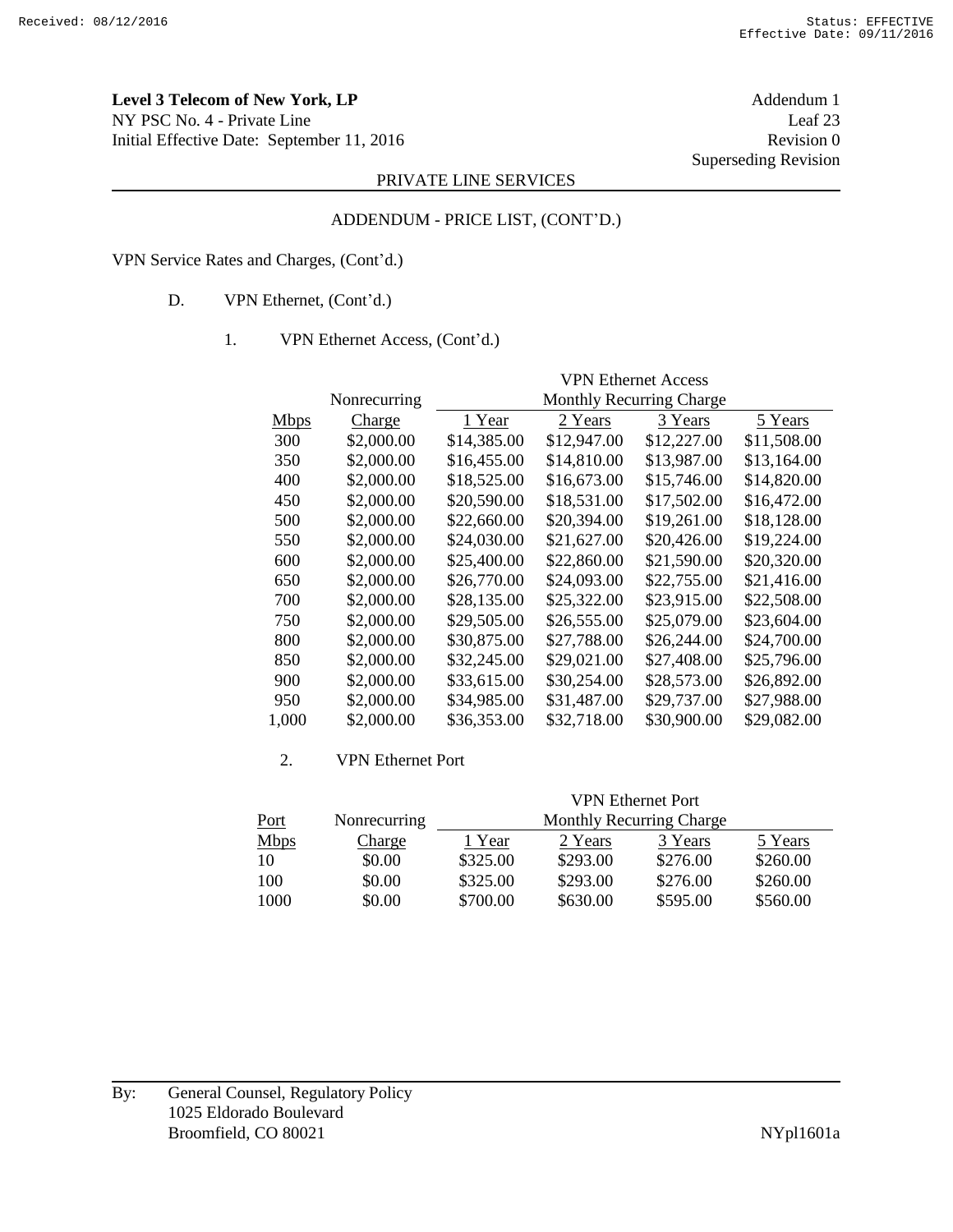**Level 3 Telecom of New York, LP**
NY PSC No. 4 - Private Line
Initial Effective Date: September 11, 2016

Addendum 1
Leaf 23
Revision 0
Superseding Revision

PRIVATE LINE SERVICES

ADDENDUM - PRICE LIST, (CONT'D.)

VPN Service Rates and Charges, (Cont'd.)

D. VPN Ethernet, (Cont'd.)

1. VPN Ethernet Access, (Cont'd.)

| | Nonrecurring | VPN Ethernet Access Monthly Recurring Charge | | | |
|---|---|---|---|---|---|
| Mbps | Charge | 1 Year | 2 Years | 3 Years | 5 Years |
| 300 | $2,000.00 | $14,385.00 | $12,947.00 | $12,227.00 | $11,508.00 |
| 350 | $2,000.00 | $16,455.00 | $14,810.00 | $13,987.00 | $13,164.00 |
| 400 | $2,000.00 | $18,525.00 | $16,673.00 | $15,746.00 | $14,820.00 |
| 450 | $2,000.00 | $20,590.00 | $18,531.00 | $17,502.00 | $16,472.00 |
| 500 | $2,000.00 | $22,660.00 | $20,394.00 | $19,261.00 | $18,128.00 |
| 550 | $2,000.00 | $24,030.00 | $21,627.00 | $20,426.00 | $19,224.00 |
| 600 | $2,000.00 | $25,400.00 | $22,860.00 | $21,590.00 | $20,320.00 |
| 650 | $2,000.00 | $26,770.00 | $24,093.00 | $22,755.00 | $21,416.00 |
| 700 | $2,000.00 | $28,135.00 | $25,322.00 | $23,915.00 | $22,508.00 |
| 750 | $2,000.00 | $29,505.00 | $26,555.00 | $25,079.00 | $23,604.00 |
| 800 | $2,000.00 | $30,875.00 | $27,788.00 | $26,244.00 | $24,700.00 |
| 850 | $2,000.00 | $32,245.00 | $29,021.00 | $27,408.00 | $25,796.00 |
| 900 | $2,000.00 | $33,615.00 | $30,254.00 | $28,573.00 | $26,892.00 |
| 950 | $2,000.00 | $34,985.00 | $31,487.00 | $29,737.00 | $27,988.00 |
| 1,000 | $2,000.00 | $36,353.00 | $32,718.00 | $30,900.00 | $29,082.00 |

2. VPN Ethernet Port

| Port | Nonrecurring | VPN Ethernet Port Monthly Recurring Charge | | | |
|---|---|---|---|---|---|
| Mbps | Charge | 1 Year | 2 Years | 3 Years | 5 Years |
| 10 | $0.00 | $325.00 | $293.00 | $276.00 | $260.00 |
| 100 | $0.00 | $325.00 | $293.00 | $276.00 | $260.00 |
| 1000 | $0.00 | $700.00 | $630.00 | $595.00 | $560.00 |

By: General Counsel, Regulatory Policy
1025 Eldorado Boulevard
Broomfield, CO 80021

NYpl1601a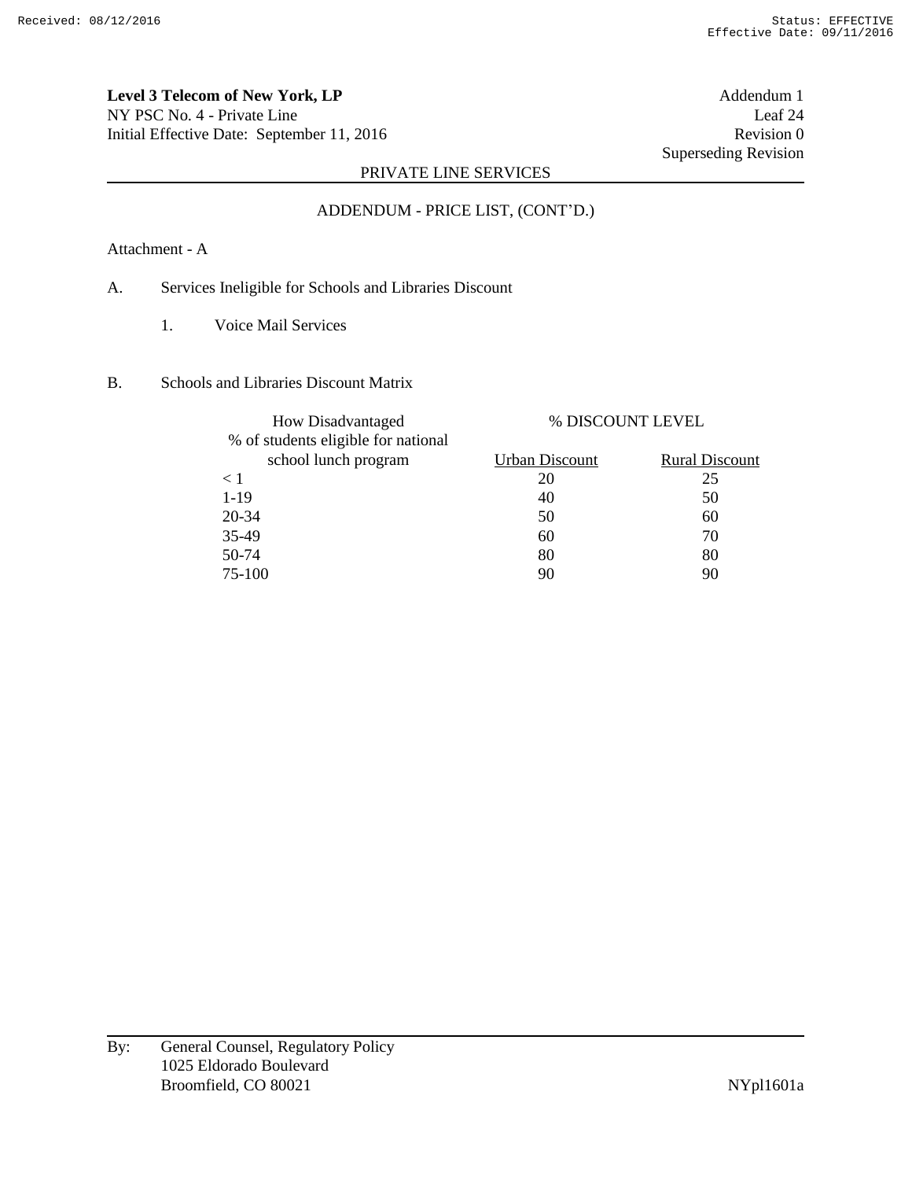**Level 3 Telecom of New York, LP**
NY PSC No. 4 - Private Line
Initial Effective Date: September 11, 2016

Addendum 1
Leaf 24
Revision 0
Superseding Revision

PRIVATE LINE SERVICES

ADDENDUM - PRICE LIST, (CONT'D.)

Attachment - A

A. Services Ineligible for Schools and Libraries Discount

1. Voice Mail Services

B. Schools and Libraries Discount Matrix

| How Disadvantaged % of students eligible for national school lunch program | % DISCOUNT LEVEL Urban Discount | Rural Discount |
|---|---|---|
| < 1 | 20 | 25 |
| 1-19 | 40 | 50 |
| 20-34 | 50 | 60 |
| 35-49 | 60 | 70 |
| 50-74 | 80 | 80 |
| 75-100 | 90 | 90 |

By: General Counsel, Regulatory Policy
1025 Eldorado Boulevard
Broomfield, CO 80021

NYpl1601a